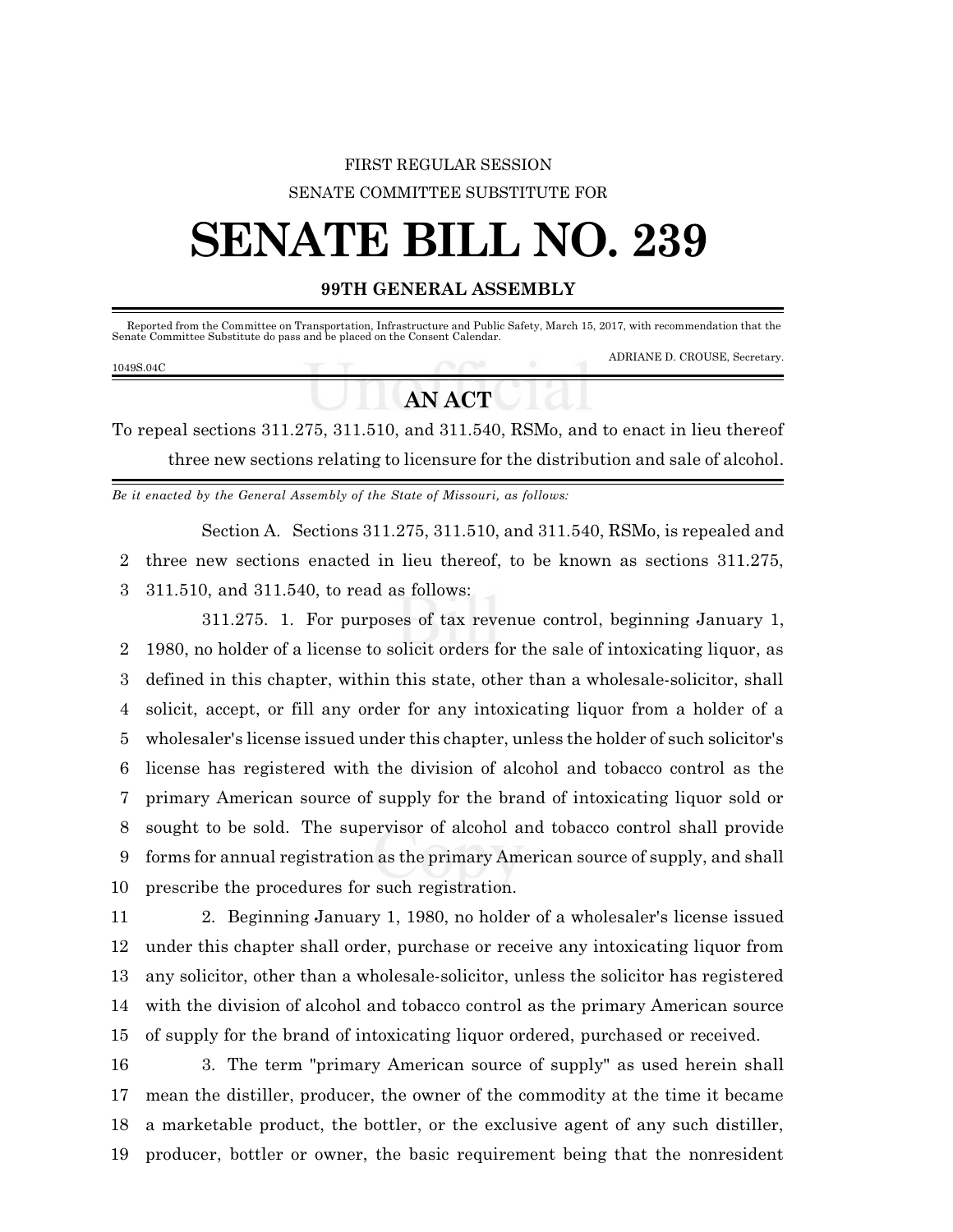FIRST REGULAR SESSION

SENATE COMMITTEE SUBSTITUTE FOR

# SENATE BILL NO. 239

**99TH GENERAL ASSEMBLY**

Reported from the Committee on Transportation, Infrastructure and Public Safety, March 15, 2017, with recommendation that the Senate Committee Substitute do pass and be placed on the Consent Calendar.

ADRIANE D. CROUSE, Secretary.

1049S.04C

## AN ACT

To repeal sections 311.275, 311.510, and 311.540, RSMo, and to enact in lieu thereof three new sections relating to licensure for the distribution and sale of alcohol.

*Be it enacted by the General Assembly of the State of Missouri, as follows:*

Section A. Sections 311.275, 311.510, and 311.540, RSMo, is repealed and three new sections enacted in lieu thereof, to be known as sections 311.275, 311.510, and 311.540, to read as follows:

311.275. 1. For purposes of tax revenue control, beginning January 1, 1980, no holder of a license to solicit orders for the sale of intoxicating liquor, as defined in this chapter, within this state, other than a wholesale-solicitor, shall solicit, accept, or fill any order for any intoxicating liquor from a holder of a wholesaler's license issued under this chapter, unless the holder of such solicitor's license has registered with the division of alcohol and tobacco control as the primary American source of supply for the brand of intoxicating liquor sold or sought to be sold. The supervisor of alcohol and tobacco control shall provide forms for annual registration as the primary American source of supply, and shall prescribe the procedures for such registration.

2. Beginning January 1, 1980, no holder of a wholesaler's license issued under this chapter shall order, purchase or receive any intoxicating liquor from any solicitor, other than a wholesale-solicitor, unless the solicitor has registered with the division of alcohol and tobacco control as the primary American source of supply for the brand of intoxicating liquor ordered, purchased or received.

3. The term "primary American source of supply" as used herein shall mean the distiller, producer, the owner of the commodity at the time it became a marketable product, the bottler, or the exclusive agent of any such distiller, producer, bottler or owner, the basic requirement being that the nonresident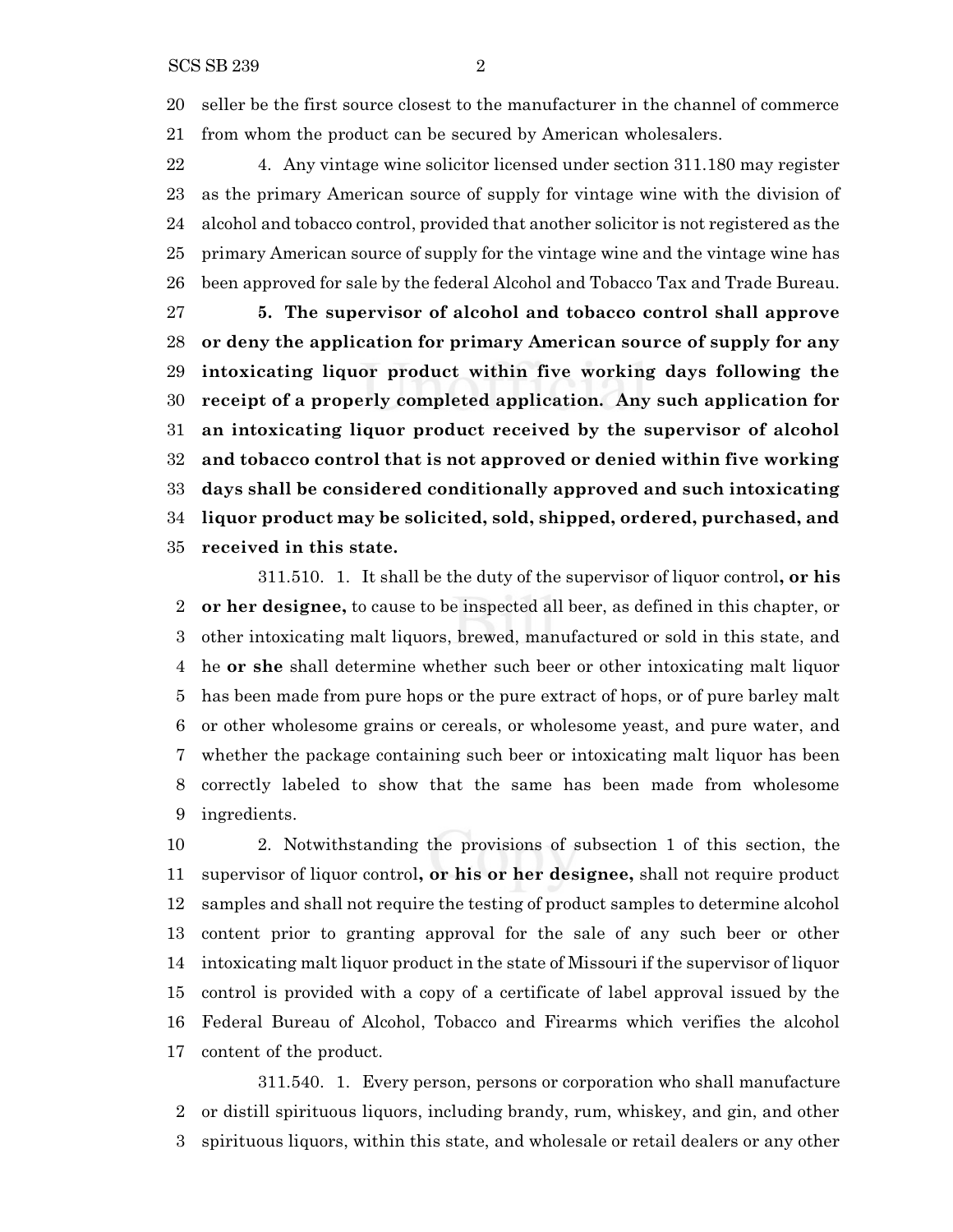seller be the first source closest to the manufacturer in the channel of commerce from whom the product can be secured by American wholesalers.

4. Any vintage wine solicitor licensed under section 311.180 may register as the primary American source of supply for vintage wine with the division of alcohol and tobacco control, provided that another solicitor is not registered as the primary American source of supply for the vintage wine and the vintage wine has been approved for sale by the federal Alcohol and Tobacco Tax and Trade Bureau.

**5. The supervisor of alcohol and tobacco control shall approve or deny the application for primary American source of supply for any intoxicating liquor product within five working days following the receipt of a properly completed application. Any such application for an intoxicating liquor product received by the supervisor of alcohol and tobacco control that is not approved or denied within five working days shall be considered conditionally approved and such intoxicating liquor product may be solicited, sold, shipped, ordered, purchased, and received in this state.**

311.510. 1. It shall be the duty of the supervisor of liquor control**, or his or her designee,** to cause to be inspected all beer, as defined in this chapter, or other intoxicating malt liquors, brewed, manufactured or sold in this state, and he **or she** shall determine whether such beer or other intoxicating malt liquor has been made from pure hops or the pure extract of hops, or of pure barley malt or other wholesome grains or cereals, or wholesome yeast, and pure water, and whether the package containing such beer or intoxicating malt liquor has been correctly labeled to show that the same has been made from wholesome ingredients.

2. Notwithstanding the provisions of subsection 1 of this section, the supervisor of liquor control**, or his or her designee,** shall not require product samples and shall not require the testing of product samples to determine alcohol content prior to granting approval for the sale of any such beer or other intoxicating malt liquor product in the state of Missouri if the supervisor of liquor control is provided with a copy of a certificate of label approval issued by the Federal Bureau of Alcohol, Tobacco and Firearms which verifies the alcohol content of the product.

311.540. 1. Every person, persons or corporation who shall manufacture or distill spirituous liquors, including brandy, rum, whiskey, and gin, and other spirituous liquors, within this state, and wholesale or retail dealers or any other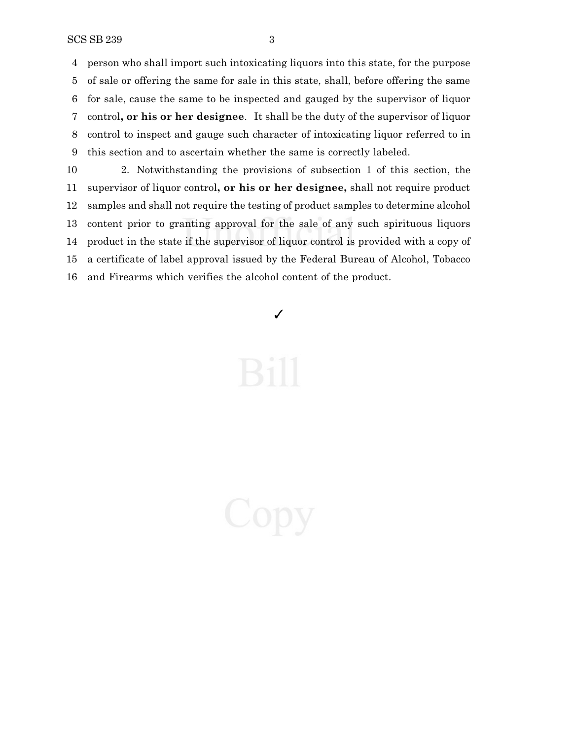4 person who shall import such intoxicating liquors into this state, for the purpose
5 of sale or offering the same for sale in this state, shall, before offering the same
6 for sale, cause the same to be inspected and gauged by the supervisor of liquor
7 control**, or his or her designee**. It shall be the duty of the supervisor of liquor
8 control to inspect and gauge such character of intoxicating liquor referred to in
9 this section and to ascertain whether the same is correctly labeled.

10 2. Notwithstanding the provisions of subsection 1 of this section, the
11 supervisor of liquor control**, or his or her designee,** shall not require product
12 samples and shall not require the testing of product samples to determine alcohol
13 content prior to granting approval for the sale of any such spirituous liquors
14 product in the state if the supervisor of liquor control is provided with a copy of
15 a certificate of label approval issued by the Federal Bureau of Alcohol, Tobacco
16 and Firearms which verifies the alcohol content of the product.

✓